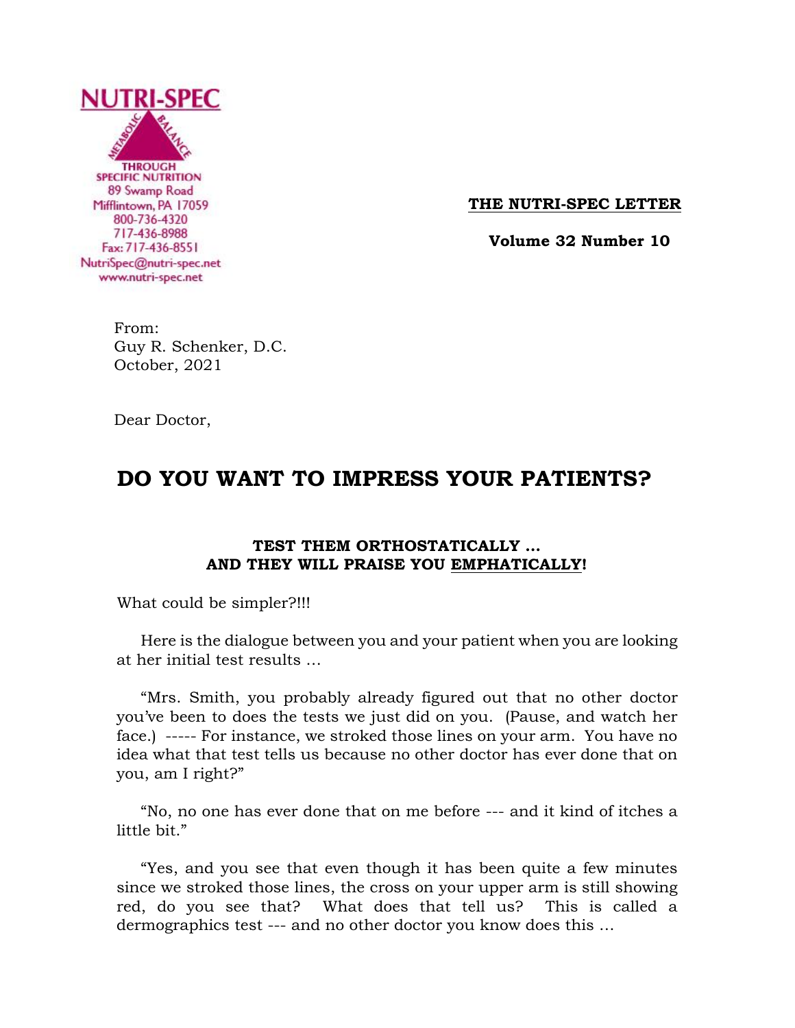NUTRI-SPEC

METABOLIC BALANCE THROUGH SPECIFIC NUTRITION
89 Swamp Road
Mifflintown, PA 17059
800-736-4320
717-436-8988
Fax: 717-436-8551
NutriSpec@nutri-spec.net
www.nutri-spec.net

**THE NUTRI-SPEC LETTER**

**Volume 32 Number 10**

From:
Guy R. Schenker, D.C.
October, 2021

Dear Doctor,

# DO YOU WANT TO IMPRESS YOUR PATIENTS?

### TEST THEM ORTHOSTATICALLY … AND THEY WILL PRAISE YOU EMPHATICALLY!

What could be simpler?!!!

Here is the dialogue between you and your patient when you are looking at her initial test results …

"Mrs. Smith, you probably already figured out that no other doctor you've been to does the tests we just did on you. (Pause, and watch her face.) ----- For instance, we stroked those lines on your arm. You have no idea what that test tells us because no other doctor has ever done that on you, am I right?"

"No, no one has ever done that on me before --- and it kind of itches a little bit."

"Yes, and you see that even though it has been quite a few minutes since we stroked those lines, the cross on your upper arm is still showing red, do you see that? What does that tell us? This is called a dermographics test --- and no other doctor you know does this …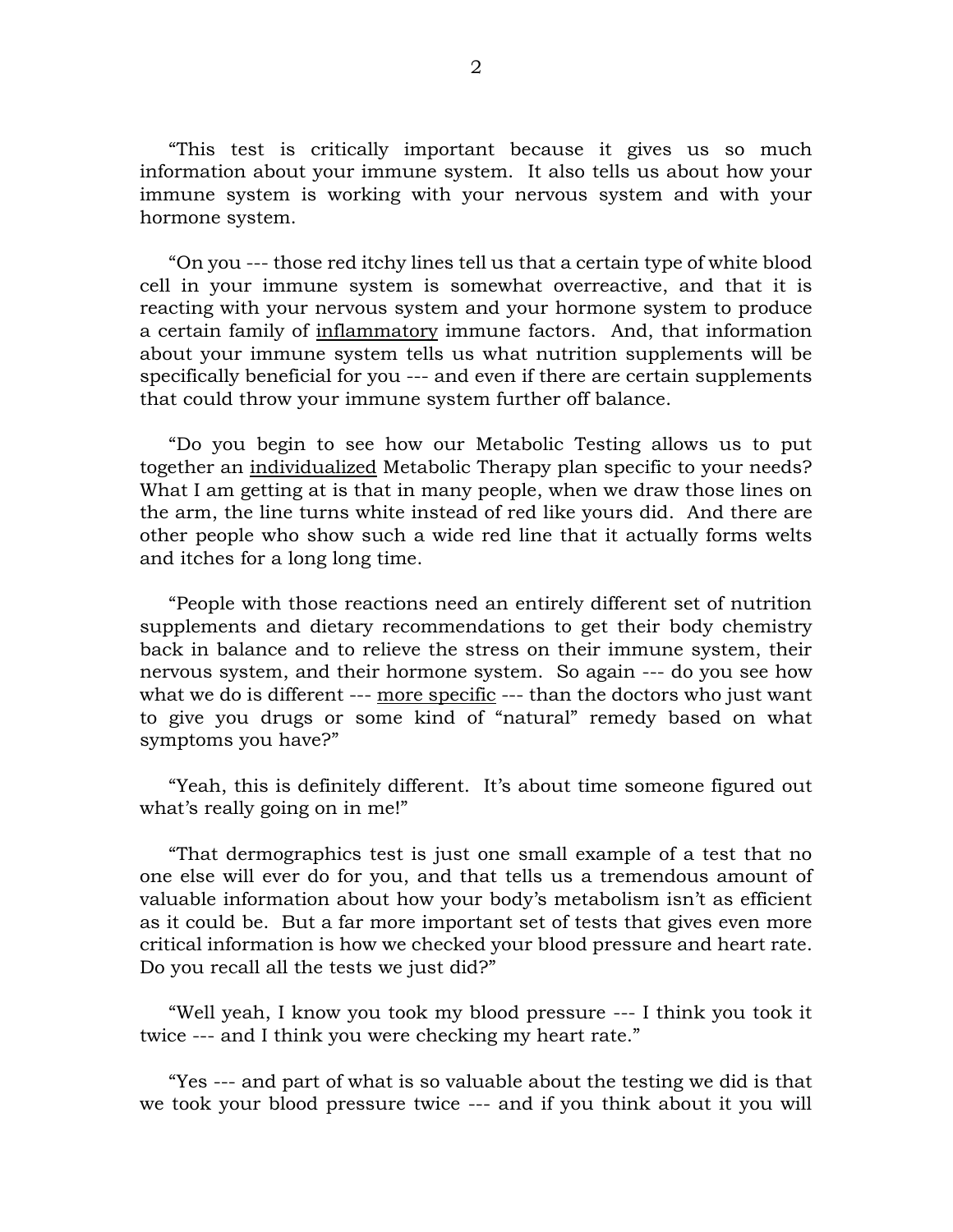“This test is critically important because it gives us so much information about your immune system. It also tells us about how your immune system is working with your nervous system and with your hormone system.

“On you --- those red itchy lines tell us that a certain type of white blood cell in your immune system is somewhat overreactive, and that it is reacting with your nervous system and your hormone system to produce a certain family of <u>inflammatory</u> immune factors. And, that information about your immune system tells us what nutrition supplements will be specifically beneficial for you --- and even if there are certain supplements that could throw your immune system further off balance.

“Do you begin to see how our Metabolic Testing allows us to put together an <u>individualized</u> Metabolic Therapy plan specific to your needs? What I am getting at is that in many people, when we draw those lines on the arm, the line turns white instead of red like yours did. And there are other people who show such a wide red line that it actually forms welts and itches for a long long time.

“People with those reactions need an entirely different set of nutrition supplements and dietary recommendations to get their body chemistry back in balance and to relieve the stress on their immune system, their nervous system, and their hormone system. So again --- do you see how what we do is different --- <u>more specific</u> --- than the doctors who just want to give you drugs or some kind of “natural” remedy based on what symptoms you have?”

“Yeah, this is definitely different. It’s about time someone figured out what’s really going on in me!”

“That dermographics test is just one small example of a test that no one else will ever do for you, and that tells us a tremendous amount of valuable information about how your body’s metabolism isn’t as efficient as it could be. But a far more important set of tests that gives even more critical information is how we checked your blood pressure and heart rate. Do you recall all the tests we just did?”

“Well yeah, I know you took my blood pressure --- I think you took it twice --- and I think you were checking my heart rate.”

“Yes --- and part of what is so valuable about the testing we did is that we took your blood pressure twice --- and if you think about it you will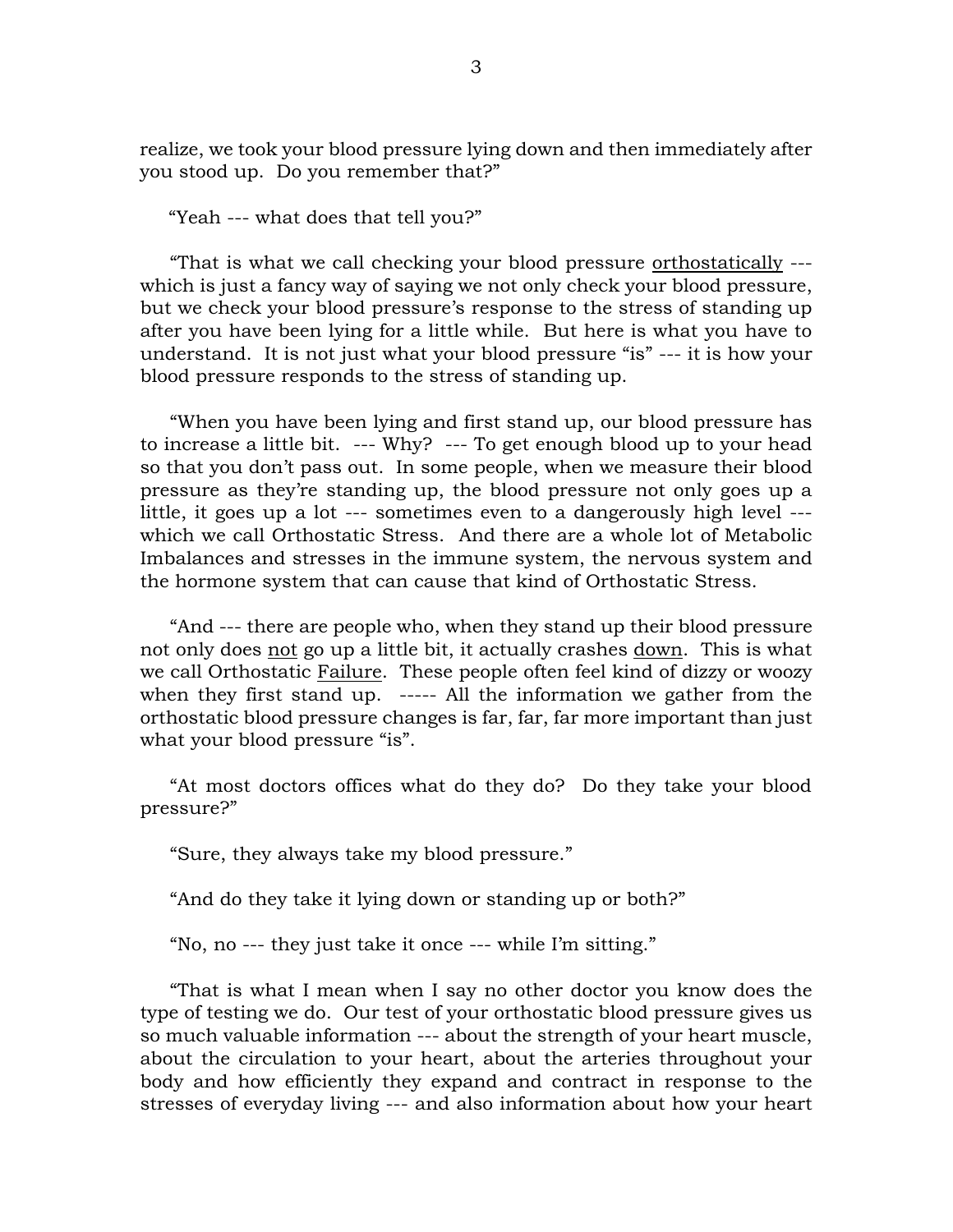realize, we took your blood pressure lying down and then immediately after you stood up. Do you remember that?"

"Yeah --- what does that tell you?"

"That is what we call checking your blood pressure <u>orthostatically</u> --- which is just a fancy way of saying we not only check your blood pressure, but we check your blood pressure's response to the stress of standing up after you have been lying for a little while. But here is what you have to understand. It is not just what your blood pressure "is" --- it is how your blood pressure responds to the stress of standing up.

"When you have been lying and first stand up, our blood pressure has to increase a little bit. --- Why? --- To get enough blood up to your head so that you don't pass out. In some people, when we measure their blood pressure as they're standing up, the blood pressure not only goes up a little, it goes up a lot --- sometimes even to a dangerously high level --- which we call Orthostatic Stress. And there are a whole lot of Metabolic Imbalances and stresses in the immune system, the nervous system and the hormone system that can cause that kind of Orthostatic Stress.

"And --- there are people who, when they stand up their blood pressure not only does <u>not</u> go up a little bit, it actually crashes <u>down</u>. This is what we call Orthostatic <u>Failure</u>. These people often feel kind of dizzy or woozy when they first stand up. ----- All the information we gather from the orthostatic blood pressure changes is far, far, far more important than just what your blood pressure "is".

"At most doctors offices what do they do? Do they take your blood pressure?"

"Sure, they always take my blood pressure."

"And do they take it lying down or standing up or both?"

"No, no --- they just take it once --- while I'm sitting."

"That is what I mean when I say no other doctor you know does the type of testing we do. Our test of your orthostatic blood pressure gives us so much valuable information --- about the strength of your heart muscle, about the circulation to your heart, about the arteries throughout your body and how efficiently they expand and contract in response to the stresses of everyday living --- and also information about how your heart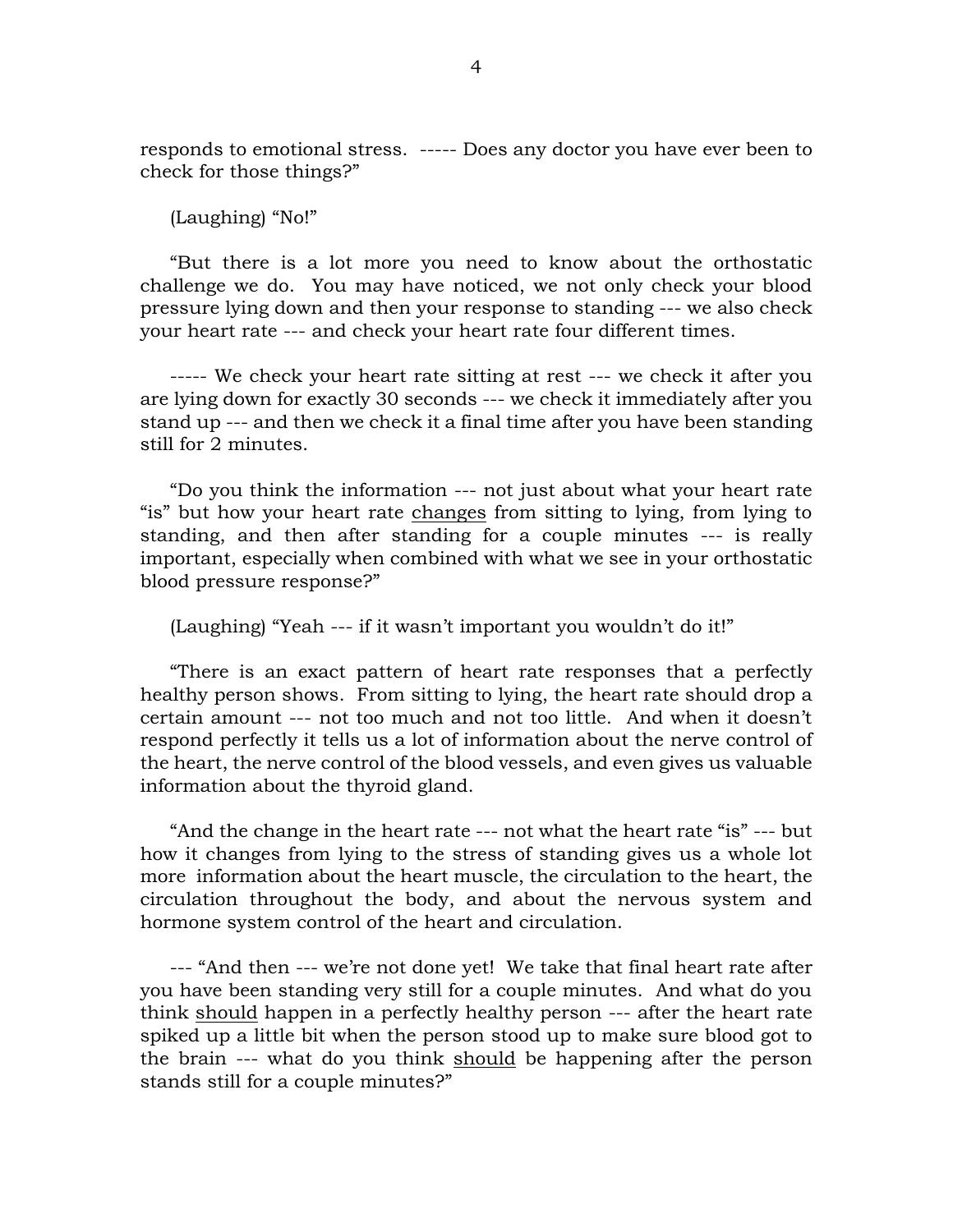responds to emotional stress. ----- Does any doctor you have ever been to check for those things?"

(Laughing) "No!"

"But there is a lot more you need to know about the orthostatic challenge we do. You may have noticed, we not only check your blood pressure lying down and then your response to standing --- we also check your heart rate --- and check your heart rate four different times.

----- We check your heart rate sitting at rest --- we check it after you are lying down for exactly 30 seconds --- we check it immediately after you stand up --- and then we check it a final time after you have been standing still for 2 minutes.

"Do you think the information --- not just about what your heart rate "is" but how your heart rate <u>changes</u> from sitting to lying, from lying to standing, and then after standing for a couple minutes --- is really important, especially when combined with what we see in your orthostatic blood pressure response?"

(Laughing) "Yeah --- if it wasn't important you wouldn't do it!"

"There is an exact pattern of heart rate responses that a perfectly healthy person shows. From sitting to lying, the heart rate should drop a certain amount --- not too much and not too little. And when it doesn't respond perfectly it tells us a lot of information about the nerve control of the heart, the nerve control of the blood vessels, and even gives us valuable information about the thyroid gland.

"And the change in the heart rate --- not what the heart rate "is" --- but how it changes from lying to the stress of standing gives us a whole lot more information about the heart muscle, the circulation to the heart, the circulation throughout the body, and about the nervous system and hormone system control of the heart and circulation.

--- "And then --- we're not done yet! We take that final heart rate after you have been standing very still for a couple minutes. And what do you think <u>should</u> happen in a perfectly healthy person --- after the heart rate spiked up a little bit when the person stood up to make sure blood got to the brain --- what do you think <u>should</u> be happening after the person stands still for a couple minutes?"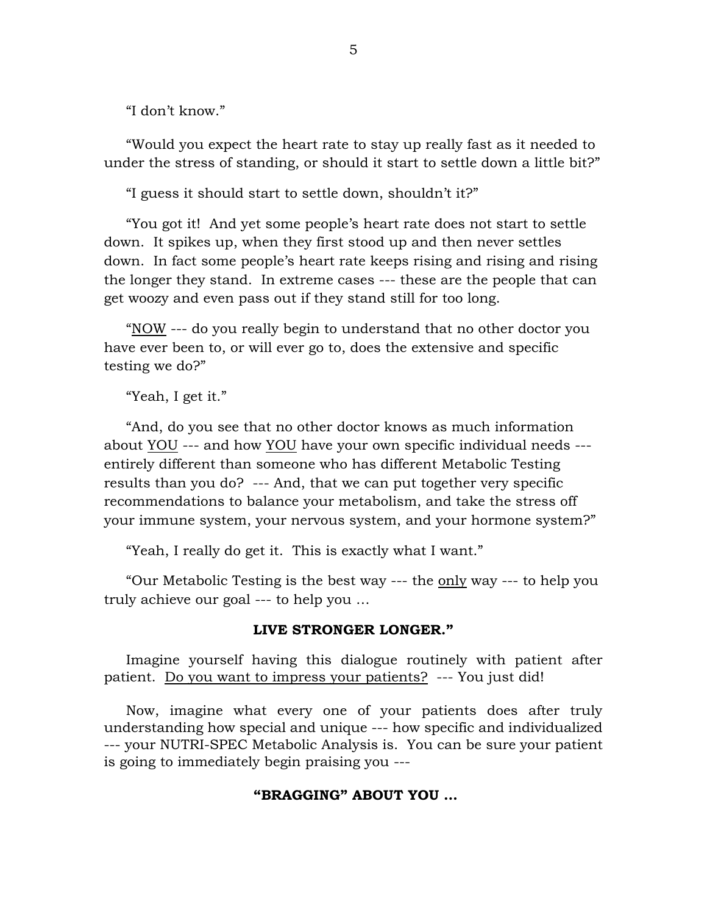"I don't know."

"Would you expect the heart rate to stay up really fast as it needed to under the stress of standing, or should it start to settle down a little bit?"

"I guess it should start to settle down, shouldn't it?"

"You got it! And yet some people's heart rate does not start to settle down. It spikes up, when they first stood up and then never settles down. In fact some people's heart rate keeps rising and rising and rising the longer they stand. In extreme cases --- these are the people that can get woozy and even pass out if they stand still for too long.

"<u>NOW</u> --- do you really begin to understand that no other doctor you have ever been to, or will ever go to, does the extensive and specific testing we do?"

"Yeah, I get it."

"And, do you see that no other doctor knows as much information about <u>YOU</u> --- and how <u>YOU</u> have your own specific individual needs --- entirely different than someone who has different Metabolic Testing results than you do? --- And, that we can put together very specific recommendations to balance your metabolism, and take the stress off your immune system, your nervous system, and your hormone system?"

"Yeah, I really do get it. This is exactly what I want."

"Our Metabolic Testing is the best way --- the <u>only</u> way --- to help you truly achieve our goal --- to help you …

**LIVE STRONGER LONGER."**

Imagine yourself having this dialogue routinely with patient after patient. <u>Do you want to impress your patients?</u> --- You just did!

Now, imagine what every one of your patients does after truly understanding how special and unique --- how specific and individualized --- your NUTRI-SPEC Metabolic Analysis is. You can be sure your patient is going to immediately begin praising you ---

**"BRAGGING" ABOUT YOU …**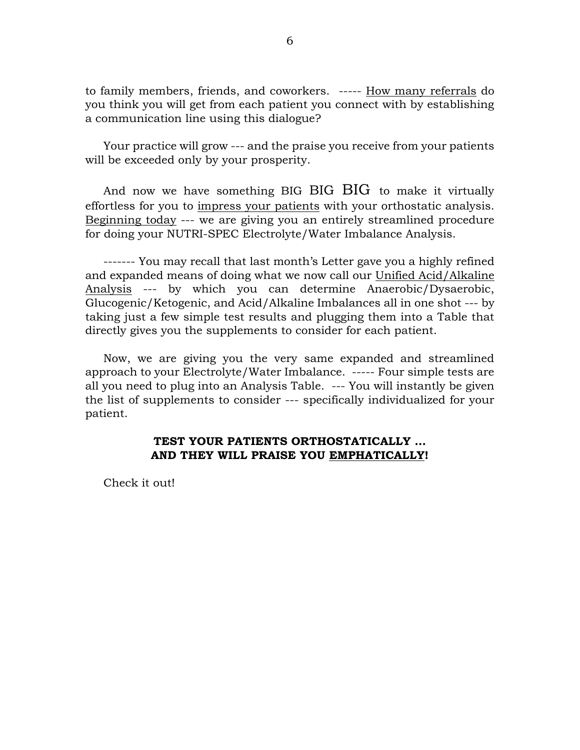to family members, friends, and coworkers. ----- How many referrals do you think you will get from each patient you connect with by establishing a communication line using this dialogue?

Your practice will grow --- and the praise you receive from your patients will be exceeded only by your prosperity.

And now we have something BIG BIG BIG to make it virtually effortless for you to impress your patients with your orthostatic analysis. Beginning today --- we are giving you an entirely streamlined procedure for doing your NUTRI-SPEC Electrolyte/Water Imbalance Analysis.

------- You may recall that last month's Letter gave you a highly refined and expanded means of doing what we now call our Unified Acid/Alkaline Analysis --- by which you can determine Anaerobic/Dysaerobic, Glucogenic/Ketogenic, and Acid/Alkaline Imbalances all in one shot --- by taking just a few simple test results and plugging them into a Table that directly gives you the supplements to consider for each patient.

Now, we are giving you the very same expanded and streamlined approach to your Electrolyte/Water Imbalance. ----- Four simple tests are all you need to plug into an Analysis Table. --- You will instantly be given the list of supplements to consider --- specifically individualized for your patient.

**TEST YOUR PATIENTS ORTHOSTATICALLY …
AND THEY WILL PRAISE YOU EMPHATICALLY!**

Check it out!